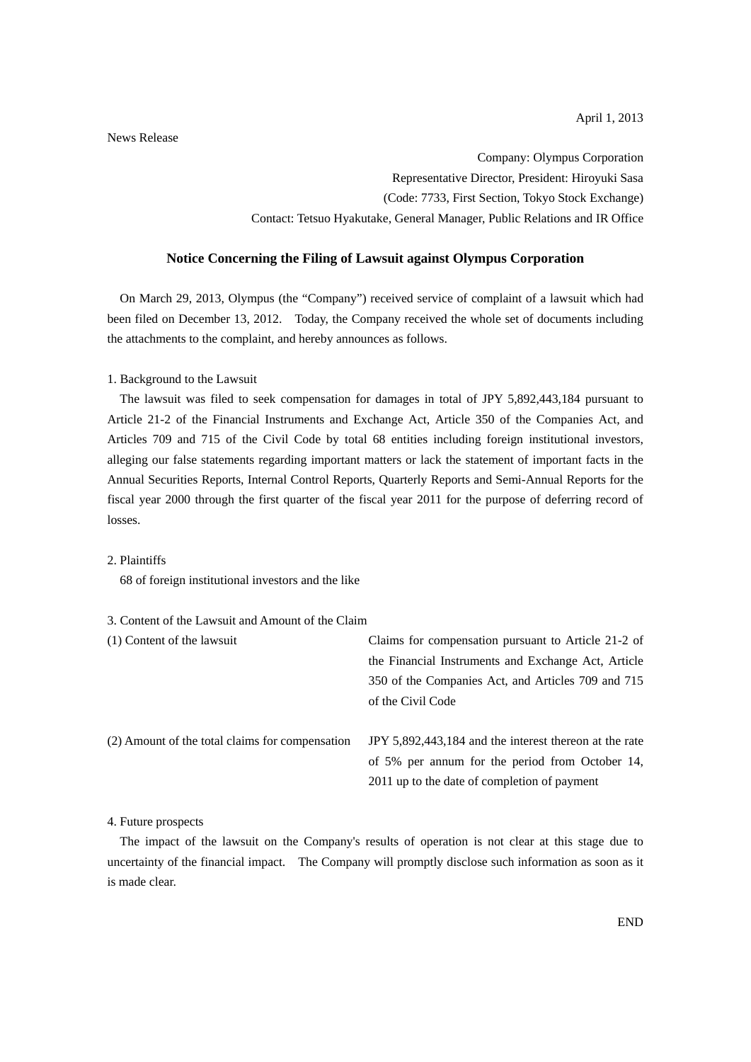April 1, 2013

News Release

Company: Olympus Corporation
Representative Director, President: Hiroyuki Sasa
(Code: 7733, First Section, Tokyo Stock Exchange)
Contact: Tetsuo Hyakutake, General Manager, Public Relations and IR Office

## Notice Concerning the Filing of Lawsuit against Olympus Corporation

On March 29, 2013, Olympus (the "Company") received service of complaint of a lawsuit which had been filed on December 13, 2012. Today, the Company received the whole set of documents including the attachments to the complaint, and hereby announces as follows.

1. Background to the Lawsuit

The lawsuit was filed to seek compensation for damages in total of JPY 5,892,443,184 pursuant to Article 21-2 of the Financial Instruments and Exchange Act, Article 350 of the Companies Act, and Articles 709 and 715 of the Civil Code by total 68 entities including foreign institutional investors, alleging our false statements regarding important matters or lack the statement of important facts in the Annual Securities Reports, Internal Control Reports, Quarterly Reports and Semi-Annual Reports for the fiscal year 2000 through the first quarter of the fiscal year 2011 for the purpose of deferring record of losses.

2. Plaintiffs

68 of foreign institutional investors and the like

3. Content of the Lawsuit and Amount of the Claim

| | |
|---|---|
| (1) Content of the lawsuit | Claims for compensation pursuant to Article 21-2 of the Financial Instruments and Exchange Act, Article 350 of the Companies Act, and Articles 709 and 715 of the Civil Code |
| (2) Amount of the total claims for compensation | JPY 5,892,443,184 and the interest thereon at the rate of 5% per annum for the period from October 14, 2011 up to the date of completion of payment |

4. Future prospects

The impact of the lawsuit on the Company's results of operation is not clear at this stage due to uncertainty of the financial impact. The Company will promptly disclose such information as soon as it is made clear.

END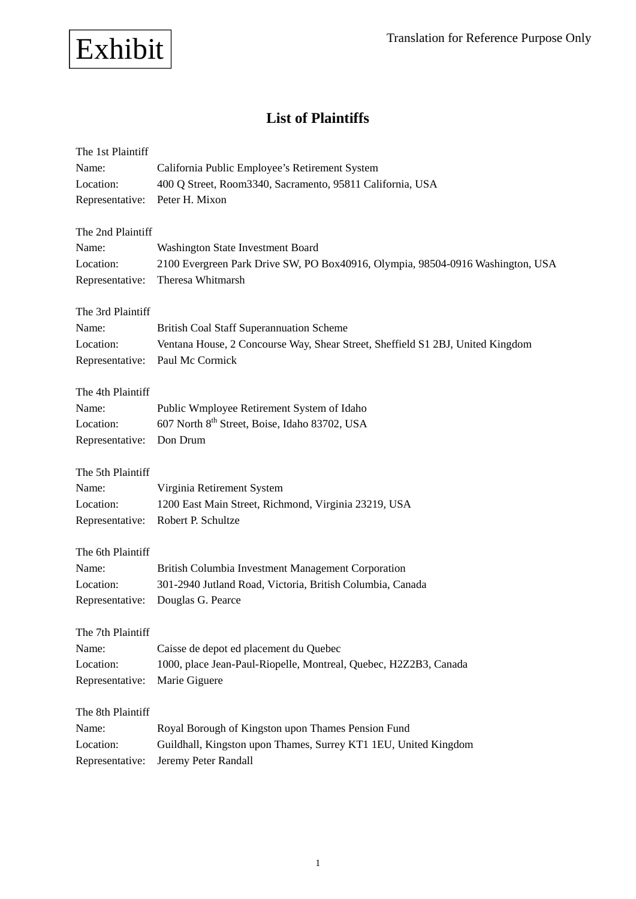Exhibit

Translation for Reference Purpose Only

## List of Plaintiffs

The 1st Plaintiff
Name: California Public Employee's Retirement System
Location: 400 Q Street, Room3340, Sacramento, 95811 California, USA
Representative: Peter H. Mixon

The 2nd Plaintiff
Name: Washington State Investment Board
Location: 2100 Evergreen Park Drive SW, PO Box40916, Olympia, 98504-0916 Washington, USA
Representative: Theresa Whitmarsh

The 3rd Plaintiff
Name: British Coal Staff Superannuation Scheme
Location: Ventana House, 2 Concourse Way, Shear Street, Sheffield S1 2BJ, United Kingdom
Representative: Paul Mc Cormick

The 4th Plaintiff
Name: Public Wmployee Retirement System of Idaho
Location: 607 North 8th Street, Boise, Idaho 83702, USA
Representative: Don Drum

The 5th Plaintiff
Name: Virginia Retirement System
Location: 1200 East Main Street, Richmond, Virginia 23219, USA
Representative: Robert P. Schultze

The 6th Plaintiff
Name: British Columbia Investment Management Corporation
Location: 301-2940 Jutland Road, Victoria, British Columbia, Canada
Representative: Douglas G. Pearce

The 7th Plaintiff
Name: Caisse de depot ed placement du Quebec
Location: 1000, place Jean-Paul-Riopelle, Montreal, Quebec, H2Z2B3, Canada
Representative: Marie Giguere

The 8th Plaintiff
Name: Royal Borough of Kingston upon Thames Pension Fund
Location: Guildhall, Kingston upon Thames, Surrey KT1 1EU, United Kingdom
Representative: Jeremy Peter Randall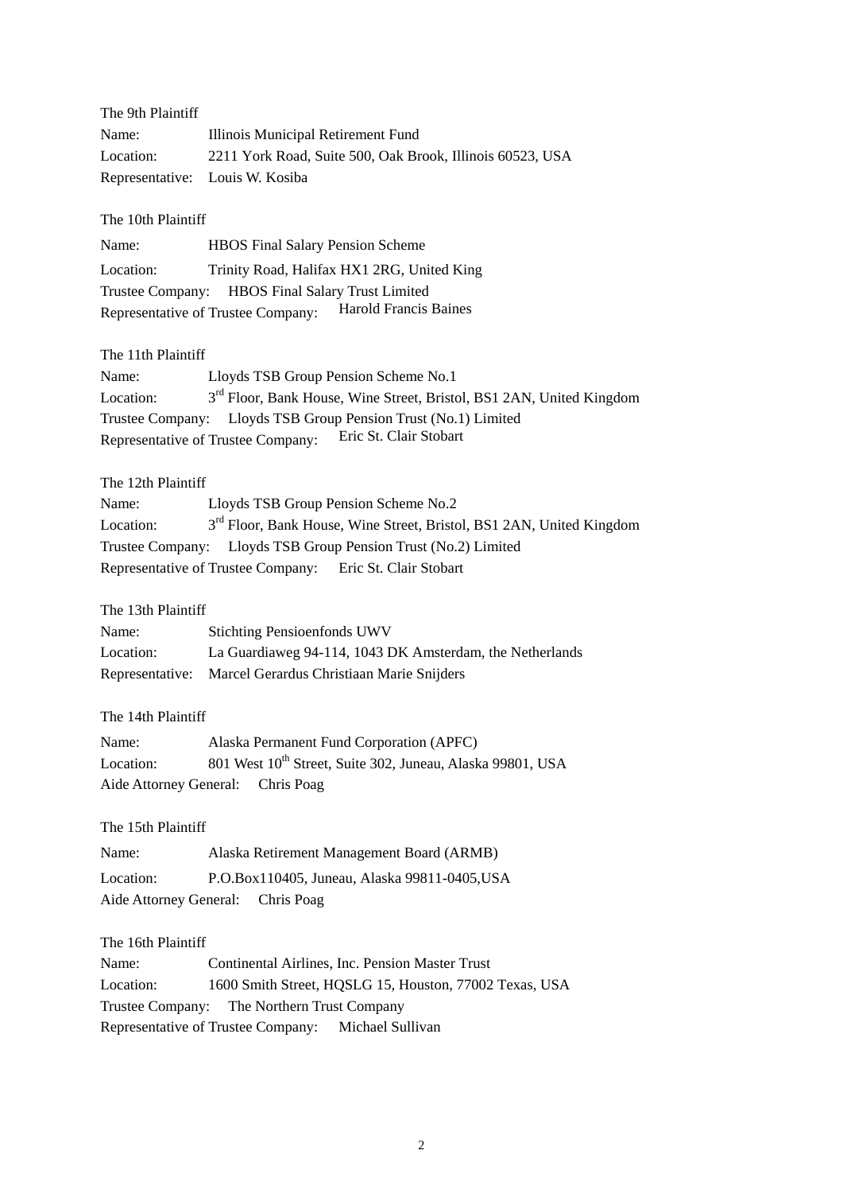The 9th Plaintiff

Name: Illinois Municipal Retirement Fund

Location: 2211 York Road, Suite 500, Oak Brook, Illinois 60523, USA

Representative: Louis W. Kosiba

The 10th Plaintiff

Name: HBOS Final Salary Pension Scheme

Location: Trinity Road, Halifax HX1 2RG, United King

Trustee Company: HBOS Final Salary Trust Limited

Representative of Trustee Company: Harold Francis Baines

The 11th Plaintiff

Name: Lloyds TSB Group Pension Scheme No.1

Location: 3rd Floor, Bank House, Wine Street, Bristol, BS1 2AN, United Kingdom

Trustee Company: Lloyds TSB Group Pension Trust (No.1) Limited

Representative of Trustee Company: Eric St. Clair Stobart

The 12th Plaintiff

Name: Lloyds TSB Group Pension Scheme No.2

Location: 3rd Floor, Bank House, Wine Street, Bristol, BS1 2AN, United Kingdom

Trustee Company: Lloyds TSB Group Pension Trust (No.2) Limited

Representative of Trustee Company: Eric St. Clair Stobart

The 13th Plaintiff

Name: Stichting Pensioenfonds UWV

Location: La Guardiaweg 94-114, 1043 DK Amsterdam, the Netherlands

Representative: Marcel Gerardus Christiaan Marie Snijders

The 14th Plaintiff

Name: Alaska Permanent Fund Corporation (APFC)

Location: 801 West 10th Street, Suite 302, Juneau, Alaska 99801, USA

Aide Attorney General: Chris Poag

The 15th Plaintiff

Name: Alaska Retirement Management Board (ARMB)

Location: P.O.Box110405, Juneau, Alaska 99811-0405,USA

Aide Attorney General: Chris Poag

The 16th Plaintiff

Name: Continental Airlines, Inc. Pension Master Trust

Location: 1600 Smith Street, HQSLG 15, Houston, 77002 Texas, USA

Trustee Company: The Northern Trust Company

Representative of Trustee Company: Michael Sullivan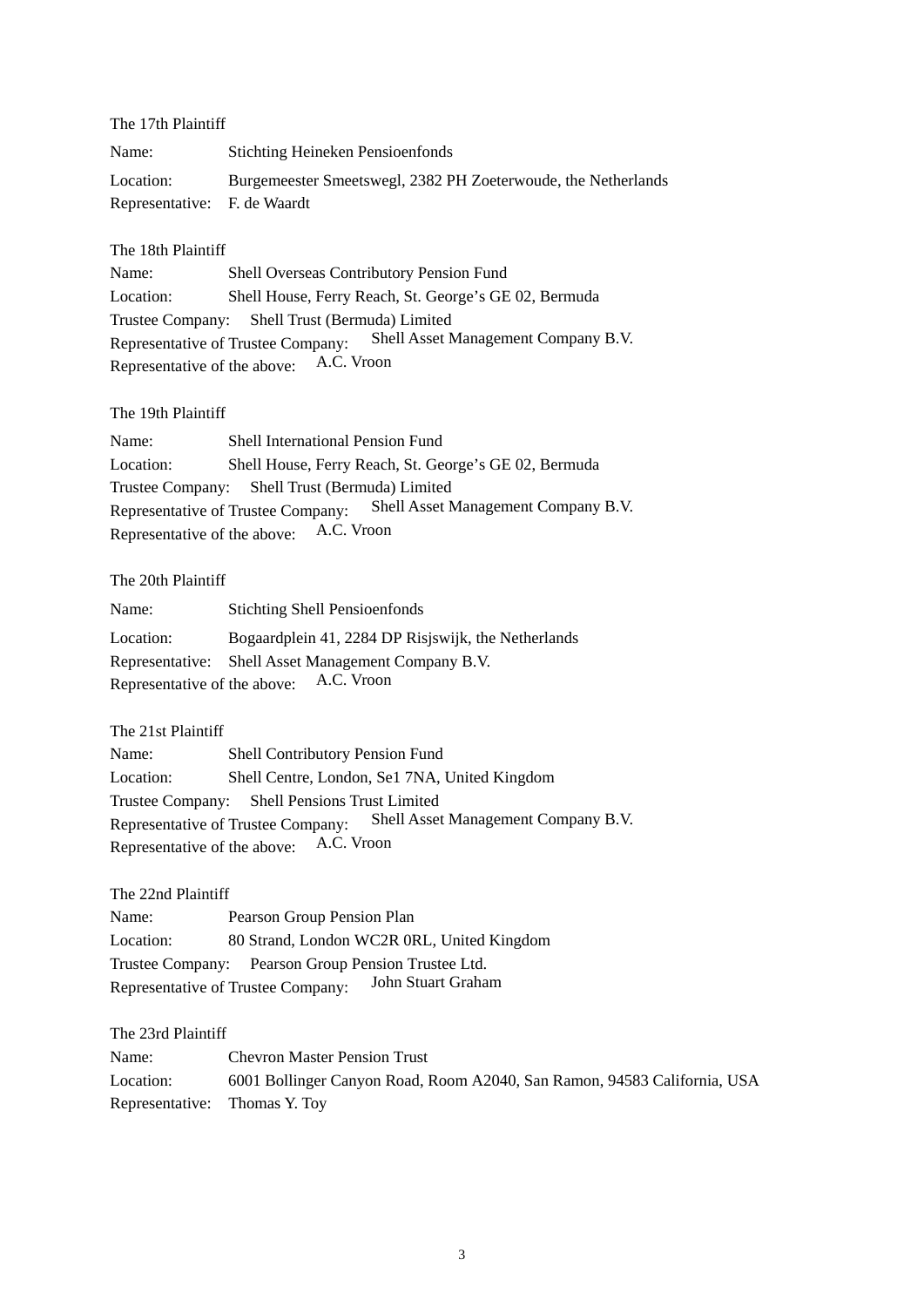The 17th Plaintiff

Name: Stichting Heineken Pensioenfonds

Location: Burgemeester Smeetswegl, 2382 PH Zoeterwoude, the Netherlands

Representative: F. de Waardt

The 18th Plaintiff

Name: Shell Overseas Contributory Pension Fund

Location: Shell House, Ferry Reach, St. George's GE 02, Bermuda

Trustee Company: Shell Trust (Bermuda) Limited

Representative of Trustee Company: Shell Asset Management Company B.V.

Representative of the above: A.C. Vroon

The 19th Plaintiff

Name: Shell International Pension Fund

Location: Shell House, Ferry Reach, St. George's GE 02, Bermuda

Trustee Company: Shell Trust (Bermuda) Limited

Representative of Trustee Company: Shell Asset Management Company B.V.

Representative of the above: A.C. Vroon

The 20th Plaintiff

Name: Stichting Shell Pensioenfonds

Location: Bogaardplein 41, 2284 DP Risjswijk, the Netherlands

Representative: Shell Asset Management Company B.V.

Representative of the above: A.C. Vroon

The 21st Plaintiff

Name: Shell Contributory Pension Fund

Location: Shell Centre, London, Se1 7NA, United Kingdom

Trustee Company: Shell Pensions Trust Limited

Representative of Trustee Company: Shell Asset Management Company B.V.

Representative of the above: A.C. Vroon

The 22nd Plaintiff

Name: Pearson Group Pension Plan

Location: 80 Strand, London WC2R 0RL, United Kingdom

Trustee Company: Pearson Group Pension Trustee Ltd.

Representative of Trustee Company: John Stuart Graham

The 23rd Plaintiff

Name: Chevron Master Pension Trust

Location: 6001 Bollinger Canyon Road, Room A2040, San Ramon, 94583 California, USA

Representative: Thomas Y. Toy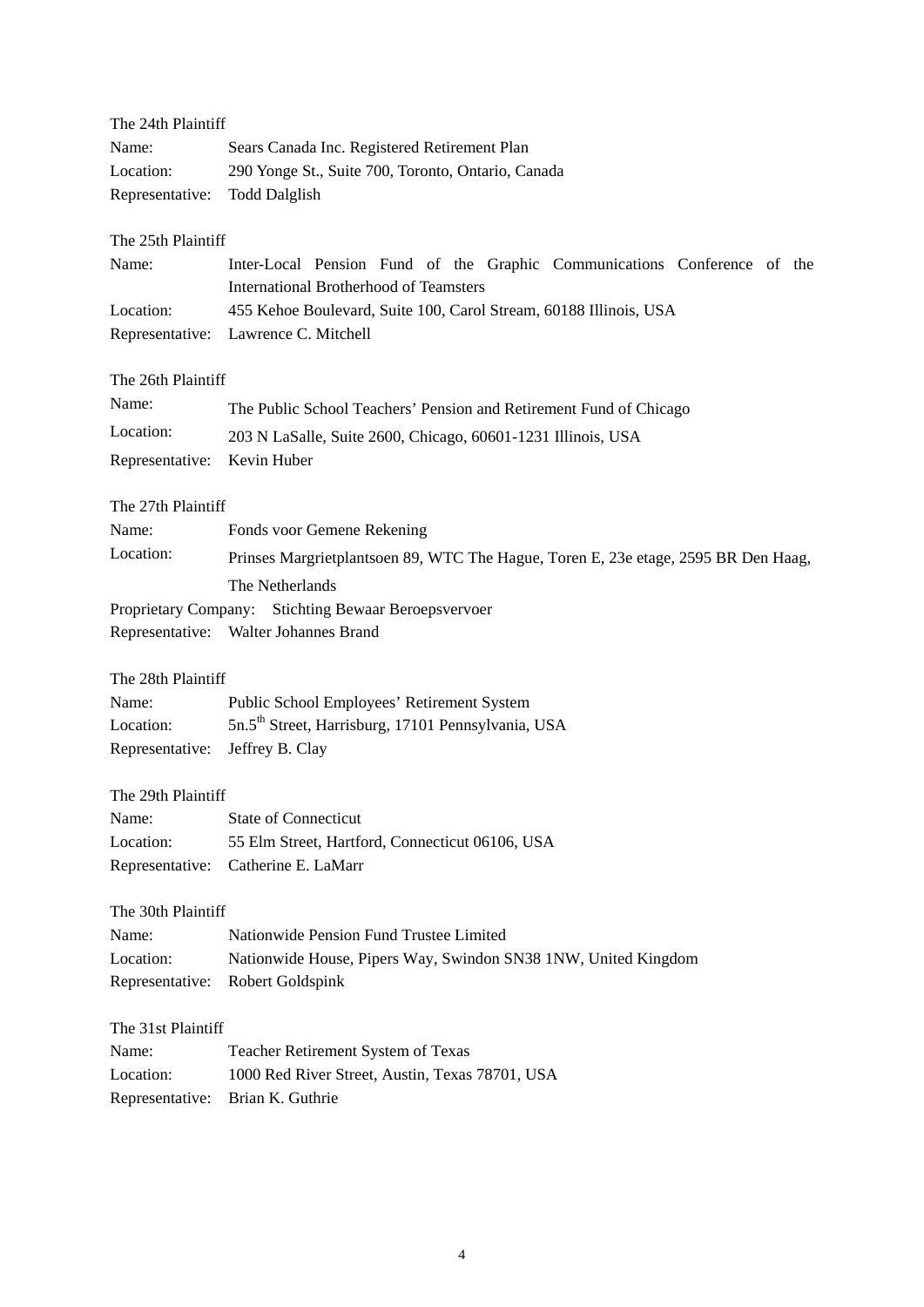The 24th Plaintiff

Name: Sears Canada Inc. Registered Retirement Plan
Location: 290 Yonge St., Suite 700, Toronto, Ontario, Canada
Representative: Todd Dalglish

The 25th Plaintiff

Name: Inter-Local Pension Fund of the Graphic Communications Conference of the International Brotherhood of Teamsters
Location: 455 Kehoe Boulevard, Suite 100, Carol Stream, 60188 Illinois, USA
Representative: Lawrence C. Mitchell

The 26th Plaintiff

Name: The Public School Teachers' Pension and Retirement Fund of Chicago
Location: 203 N LaSalle, Suite 2600, Chicago, 60601-1231 Illinois, USA
Representative: Kevin Huber

The 27th Plaintiff

Name: Fonds voor Gemene Rekening
Location: Prinses Margrietplantsoen 89, WTC The Hague, Toren E, 23e etage, 2595 BR Den Haag, The Netherlands
Proprietary Company: Stichting Bewaar Beroepsvervoer
Representative: Walter Johannes Brand

The 28th Plaintiff

Name: Public School Employees' Retirement System
Location: 5n.5th Street, Harrisburg, 17101 Pennsylvania, USA
Representative: Jeffrey B. Clay

The 29th Plaintiff

Name: State of Connecticut
Location: 55 Elm Street, Hartford, Connecticut 06106, USA
Representative: Catherine E. LaMarr

The 30th Plaintiff

Name: Nationwide Pension Fund Trustee Limited
Location: Nationwide House, Pipers Way, Swindon SN38 1NW, United Kingdom
Representative: Robert Goldspink

The 31st Plaintiff

Name: Teacher Retirement System of Texas
Location: 1000 Red River Street, Austin, Texas 78701, USA
Representative: Brian K. Guthrie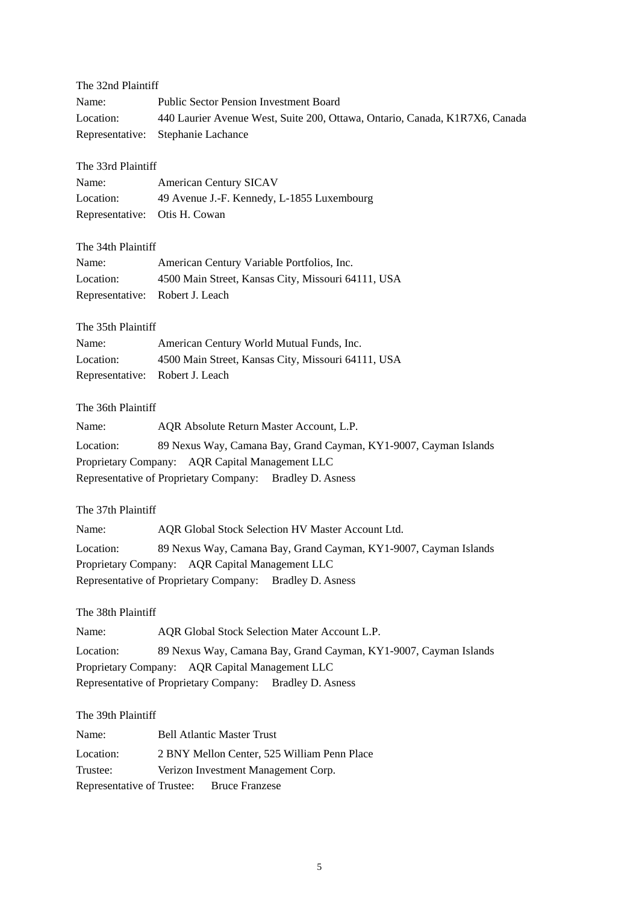The 32nd Plaintiff

Name: Public Sector Pension Investment Board

Location: 440 Laurier Avenue West, Suite 200, Ottawa, Ontario, Canada, K1R7X6, Canada

Representative: Stephanie Lachance

The 33rd Plaintiff

Name: American Century SICAV

Location: 49 Avenue J.-F. Kennedy, L-1855 Luxembourg

Representative: Otis H. Cowan

The 34th Plaintiff

Name: American Century Variable Portfolios, Inc.

Location: 4500 Main Street, Kansas City, Missouri 64111, USA

Representative: Robert J. Leach

The 35th Plaintiff

Name: American Century World Mutual Funds, Inc.

Location: 4500 Main Street, Kansas City, Missouri 64111, USA

Representative: Robert J. Leach

The 36th Plaintiff

Name: AQR Absolute Return Master Account, L.P.

Location: 89 Nexus Way, Camana Bay, Grand Cayman, KY1-9007, Cayman Islands

Proprietary Company: AQR Capital Management LLC

Representative of Proprietary Company: Bradley D. Asness

The 37th Plaintiff

Name: AQR Global Stock Selection HV Master Account Ltd.

Location: 89 Nexus Way, Camana Bay, Grand Cayman, KY1-9007, Cayman Islands

Proprietary Company: AQR Capital Management LLC

Representative of Proprietary Company: Bradley D. Asness

The 38th Plaintiff

Name: AQR Global Stock Selection Mater Account L.P.

Location: 89 Nexus Way, Camana Bay, Grand Cayman, KY1-9007, Cayman Islands

Proprietary Company: AQR Capital Management LLC

Representative of Proprietary Company: Bradley D. Asness

The 39th Plaintiff

Name: Bell Atlantic Master Trust

Location: 2 BNY Mellon Center, 525 William Penn Place

Trustee: Verizon Investment Management Corp.

Representative of Trustee: Bruce Franzese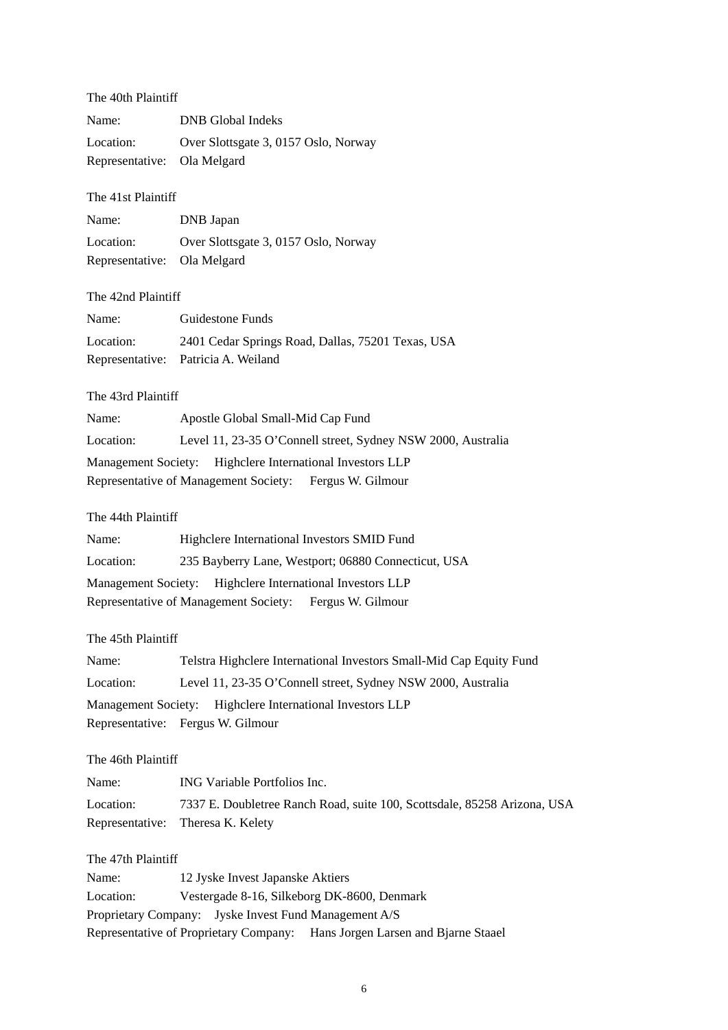The 40th Plaintiff

Name: DNB Global Indeks
Location: Over Slottsgate 3, 0157 Oslo, Norway
Representative: Ola Melgard

The 41st Plaintiff

Name: DNB Japan
Location: Over Slottsgate 3, 0157 Oslo, Norway
Representative: Ola Melgard

The 42nd Plaintiff

Name: Guidestone Funds
Location: 2401 Cedar Springs Road, Dallas, 75201 Texas, USA
Representative: Patricia A. Weiland

The 43rd Plaintiff

Name: Apostle Global Small-Mid Cap Fund
Location: Level 11, 23-35 O'Connell street, Sydney NSW 2000, Australia
Management Society: Highclere International Investors LLP
Representative of Management Society: Fergus W. Gilmour

The 44th Plaintiff

Name: Highclere International Investors SMID Fund
Location: 235 Bayberry Lane, Westport; 06880 Connecticut, USA
Management Society: Highclere International Investors LLP
Representative of Management Society: Fergus W. Gilmour

The 45th Plaintiff

Name: Telstra Highclere International Investors Small-Mid Cap Equity Fund
Location: Level 11, 23-35 O'Connell street, Sydney NSW 2000, Australia
Management Society: Highclere International Investors LLP
Representative: Fergus W. Gilmour

The 46th Plaintiff

Name: ING Variable Portfolios Inc.
Location: 7337 E. Doubletree Ranch Road, suite 100, Scottsdale, 85258 Arizona, USA
Representative: Theresa K. Kelety

The 47th Plaintiff

Name: 12 Jyske Invest Japanske Aktiers
Location: Vestergade 8-16, Silkeborg DK-8600, Denmark
Proprietary Company: Jyske Invest Fund Management A/S
Representative of Proprietary Company: Hans Jorgen Larsen and Bjarne Staael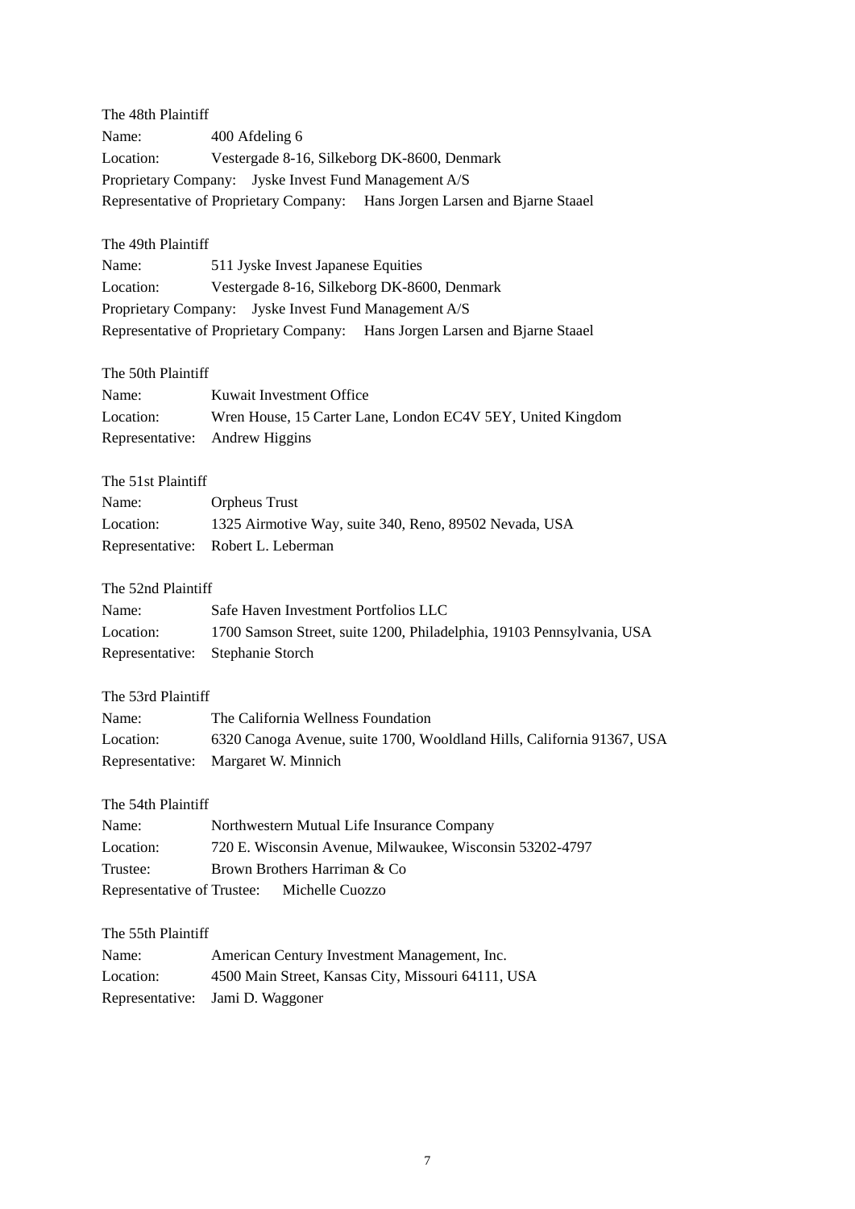The 48th Plaintiff

Name: 400 Afdeling 6

Location: Vestergade 8-16, Silkeborg DK-8600, Denmark

Proprietary Company: Jyske Invest Fund Management A/S

Representative of Proprietary Company: Hans Jorgen Larsen and Bjarne Staael

The 49th Plaintiff

Name: 511 Jyske Invest Japanese Equities

Location: Vestergade 8-16, Silkeborg DK-8600, Denmark

Proprietary Company: Jyske Invest Fund Management A/S

Representative of Proprietary Company: Hans Jorgen Larsen and Bjarne Staael

The 50th Plaintiff

Name: Kuwait Investment Office

Location: Wren House, 15 Carter Lane, London EC4V 5EY, United Kingdom

Representative: Andrew Higgins

The 51st Plaintiff

Name: Orpheus Trust

Location: 1325 Airmotive Way, suite 340, Reno, 89502 Nevada, USA

Representative: Robert L. Leberman

The 52nd Plaintiff

Name: Safe Haven Investment Portfolios LLC

Location: 1700 Samson Street, suite 1200, Philadelphia, 19103 Pennsylvania, USA

Representative: Stephanie Storch

The 53rd Plaintiff

Name: The California Wellness Foundation

Location: 6320 Canoga Avenue, suite 1700, Wooldland Hills, California 91367, USA

Representative: Margaret W. Minnich

The 54th Plaintiff

Name: Northwestern Mutual Life Insurance Company

Location: 720 E. Wisconsin Avenue, Milwaukee, Wisconsin 53202-4797

Trustee: Brown Brothers Harriman & Co

Representative of Trustee: Michelle Cuozzo

The 55th Plaintiff

Name: American Century Investment Management, Inc.

Location: 4500 Main Street, Kansas City, Missouri 64111, USA

Representative: Jami D. Waggoner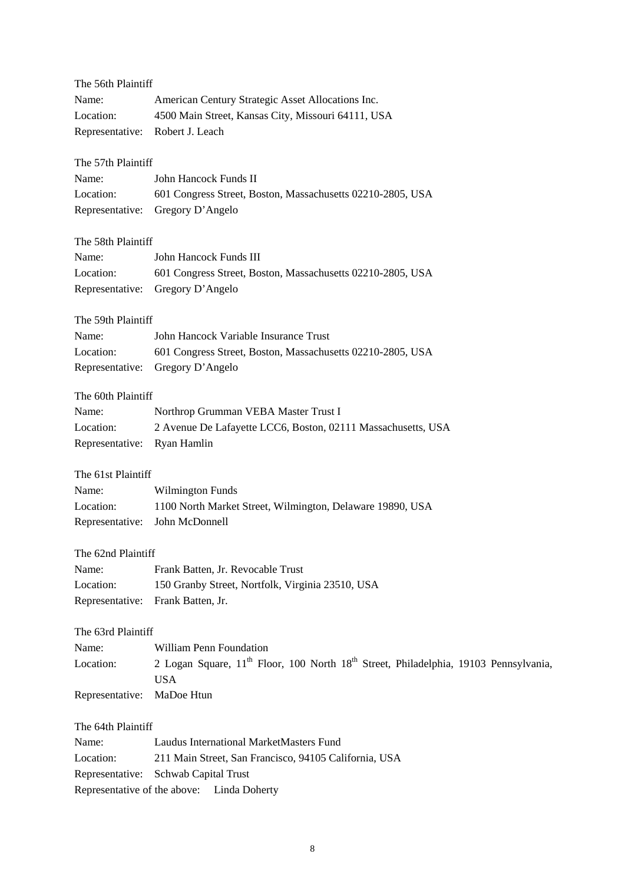The 56th Plaintiff

Name: American Century Strategic Asset Allocations Inc.
Location: 4500 Main Street, Kansas City, Missouri 64111, USA
Representative: Robert J. Leach

The 57th Plaintiff

Name: John Hancock Funds II
Location: 601 Congress Street, Boston, Massachusetts 02210-2805, USA
Representative: Gregory D'Angelo

The 58th Plaintiff

Name: John Hancock Funds III
Location: 601 Congress Street, Boston, Massachusetts 02210-2805, USA
Representative: Gregory D'Angelo

The 59th Plaintiff

Name: John Hancock Variable Insurance Trust
Location: 601 Congress Street, Boston, Massachusetts 02210-2805, USA
Representative: Gregory D'Angelo

The 60th Plaintiff

Name: Northrop Grumman VEBA Master Trust I
Location: 2 Avenue De Lafayette LCC6, Boston, 02111 Massachusetts, USA
Representative: Ryan Hamlin

The 61st Plaintiff

Name: Wilmington Funds
Location: 1100 North Market Street, Wilmington, Delaware 19890, USA
Representative: John McDonnell

The 62nd Plaintiff

Name: Frank Batten, Jr. Revocable Trust
Location: 150 Granby Street, Nortfolk, Virginia 23510, USA
Representative: Frank Batten, Jr.

The 63rd Plaintiff

Name: William Penn Foundation
Location: 2 Logan Square, 11th Floor, 100 North 18th Street, Philadelphia, 19103 Pennsylvania, USA
Representative: MaDoe Htun

The 64th Plaintiff

Name: Laudus International MarketMasters Fund
Location: 211 Main Street, San Francisco, 94105 California, USA
Representative: Schwab Capital Trust
Representative of the above: Linda Doherty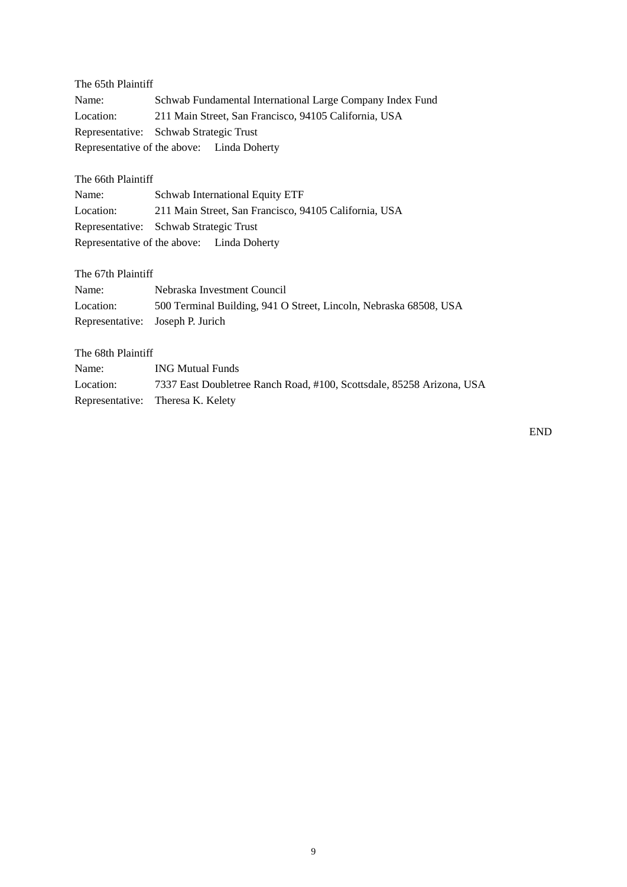The 65th Plaintiff

Name: Schwab Fundamental International Large Company Index Fund
Location: 211 Main Street, San Francisco, 94105 California, USA
Representative: Schwab Strategic Trust
Representative of the above: Linda Doherty

The 66th Plaintiff

Name: Schwab International Equity ETF
Location: 211 Main Street, San Francisco, 94105 California, USA
Representative: Schwab Strategic Trust
Representative of the above: Linda Doherty

The 67th Plaintiff

Name: Nebraska Investment Council
Location: 500 Terminal Building, 941 O Street, Lincoln, Nebraska 68508, USA
Representative: Joseph P. Jurich

The 68th Plaintiff

Name: ING Mutual Funds
Location: 7337 East Doubletree Ranch Road, #100, Scottsdale, 85258 Arizona, USA
Representative: Theresa K. Kelety

END